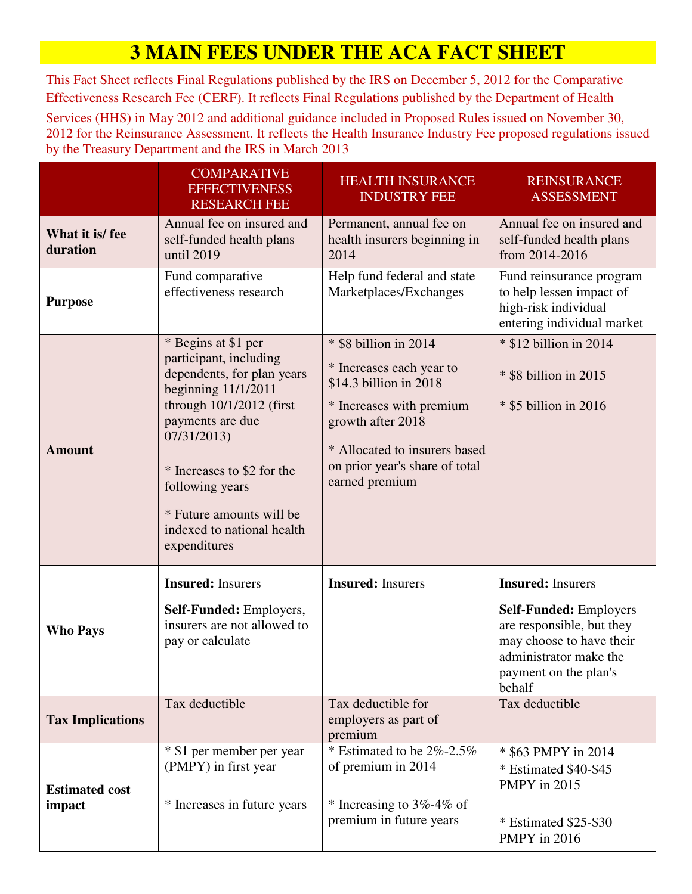# 3 MAIN FEES UNDER THE ACA FACT SHEET

This Fact Sheet reflects Final Regulations published by the IRS on December 5, 2012 for the Comparative Effectiveness Research Fee (CERF). It reflects Final Regulations published by the Department of Health Services (HHS) in May 2012 and additional guidance included in Proposed Rules issued on November 30, 2012 for the Reinsurance Assessment. It reflects the Health Insurance Industry Fee proposed regulations issued by the Treasury Department and the IRS in March 2013

| | COMPARATIVE EFFECTIVENESS RESEARCH FEE | HEALTH INSURANCE INDUSTRY FEE | REINSURANCE ASSESSMENT |
|---|---|---|---|
| **What it is/ fee duration** | Annual fee on insured and self-funded health plans until 2019 | Permanent, annual fee on health insurers beginning in 2014 | Annual fee on insured and self-funded health plans from 2014-2016 |
| **Purpose** | Fund comparative effectiveness research | Help fund federal and state Marketplaces/Exchanges | Fund reinsurance program to help lessen impact of high-risk individual entering individual market |
| **Amount** | * Begins at $1 per participant, including dependents, for plan years beginning 11/1/2011 through 10/1/2012 (first payments are due 07/31/2013)<br><br>* Increases to $2 for the following years<br><br>* Future amounts will be indexed to national health expenditures | * $8 billion in 2014<br><br>* Increases each year to $14.3 billion in 2018<br><br>* Increases with premium growth after 2018<br><br>* Allocated to insurers based on prior year's share of total earned premium | * $12 billion in 2014<br><br>* $8 billion in 2015<br><br>* $5 billion in 2016 |
| **Who Pays** | **Insured:** Insurers<br><br>**Self-Funded:** Employers, insurers are not allowed to pay or calculate | **Insured:** Insurers | **Insured:** Insurers<br><br>**Self-Funded:** Employers are responsible, but they may choose to have their administrator make the payment on the plan's behalf |
| **Tax Implications** | Tax deductible | Tax deductible for employers as part of premium | Tax deductible |
| **Estimated cost impact** | * $1 per member per year (PMPY) in first year<br><br>* Increases in future years | * Estimated to be 2%-2.5% of premium in 2014<br><br>* Increasing to 3%-4% of premium in future years | * $63 PMPY in 2014<br>* Estimated $40-$45 PMPY in 2015<br><br>* Estimated $25-$30 PMPY in 2016 |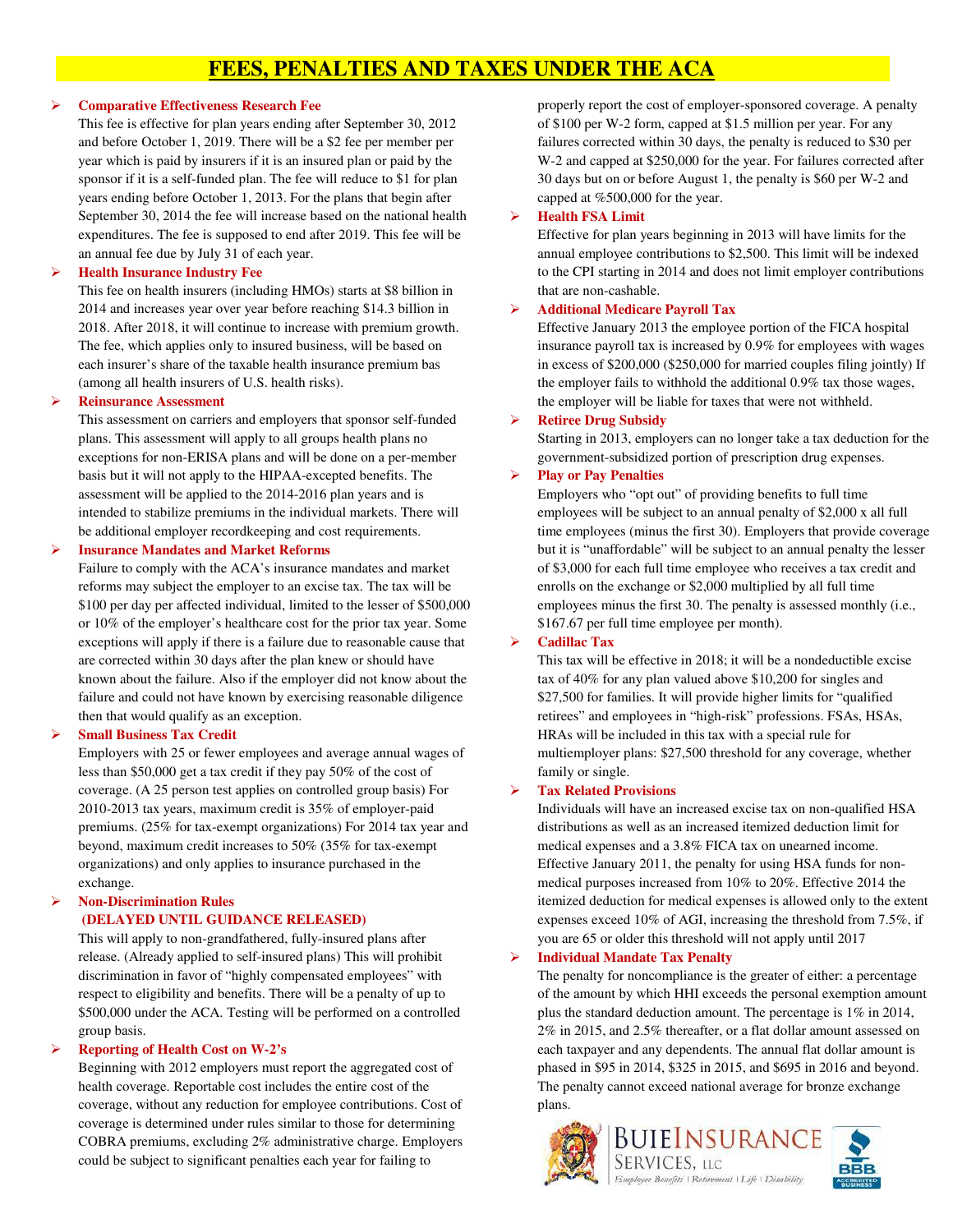# FEES, PENALTIES AND TAXES UNDER THE ACA

- **Comparative Effectiveness Research Fee**

  This fee is effective for plan years ending after September 30, 2012 and before October 1, 2019. There will be a $2 fee per member per year which is paid by insurers if it is an insured plan or paid by the sponsor if it is a self-funded plan. The fee will reduce to $1 for plan years ending before October 1, 2013. For the plans that begin after September 30, 2014 the fee will increase based on the national health expenditures. The fee is supposed to end after 2019. This fee will be an annual fee due by July 31 of each year.

- **Health Insurance Industry Fee**

  This fee on health insurers (including HMOs) starts at $8 billion in 2014 and increases year over year before reaching $14.3 billion in 2018. After 2018, it will continue to increase with premium growth. The fee, which applies only to insured business, will be based on each insurer's share of the taxable health insurance premium bas (among all health insurers of U.S. health risks).

- **Reinsurance Assessment**

  This assessment on carriers and employers that sponsor self-funded plans. This assessment will apply to all groups health plans no exceptions for non-ERISA plans and will be done on a per-member basis but it will not apply to the HIPAA-excepted benefits. The assessment will be applied to the 2014-2016 plan years and is intended to stabilize premiums in the individual markets. There will be additional employer recordkeeping and cost requirements.

- **Insurance Mandates and Market Reforms**

  Failure to comply with the ACA's insurance mandates and market reforms may subject the employer to an excise tax. The tax will be $100 per day per affected individual, limited to the lesser of $500,000 or 10% of the employer's healthcare cost for the prior tax year. Some exceptions will apply if there is a failure due to reasonable cause that are corrected within 30 days after the plan knew or should have known about the failure. Also if the employer did not know about the failure and could not have known by exercising reasonable diligence then that would qualify as an exception.

- **Small Business Tax Credit**

  Employers with 25 or fewer employees and average annual wages of less than $50,000 get a tax credit if they pay 50% of the cost of coverage. (A 25 person test applies on controlled group basis) For 2010-2013 tax years, maximum credit is 35% of employer-paid premiums. (25% for tax-exempt organizations) For 2014 tax year and beyond, maximum credit increases to 50% (35% for tax-exempt organizations) and only applies to insurance purchased in the exchange.

- **Non-Discrimination Rules**
  **(DELAYED UNTIL GUIDANCE RELEASED)**

  This will apply to non-grandfathered, fully-insured plans after release. (Already applied to self-insured plans) This will prohibit discrimination in favor of "highly compensated employees" with respect to eligibility and benefits. There will be a penalty of up to $500,000 under the ACA. Testing will be performed on a controlled group basis.

- **Reporting of Health Cost on W-2's**

  Beginning with 2012 employers must report the aggregated cost of health coverage. Reportable cost includes the entire cost of the coverage, without any reduction for employee contributions. Cost of coverage is determined under rules similar to those for determining COBRA premiums, excluding 2% administrative charge. Employers could be subject to significant penalties each year for failing to properly report the cost of employer-sponsored coverage. A penalty of $100 per W-2 form, capped at $1.5 million per year. For any failures corrected within 30 days, the penalty is reduced to $30 per W-2 and capped at $250,000 for the year. For failures corrected after 30 days but on or before August 1, the penalty is $60 per W-2 and capped at %500,000 for the year.

- **Health FSA Limit**

  Effective for plan years beginning in 2013 will have limits for the annual employee contributions to $2,500. This limit will be indexed to the CPI starting in 2014 and does not limit employer contributions that are non-cashable.

- **Additional Medicare Payroll Tax**

  Effective January 2013 the employee portion of the FICA hospital insurance payroll tax is increased by 0.9% for employees with wages in excess of $200,000 ($250,000 for married couples filing jointly) If the employer fails to withhold the additional 0.9% tax those wages, the employer will be liable for taxes that were not withheld.

- **Retiree Drug Subsidy**

  Starting in 2013, employers can no longer take a tax deduction for the government-subsidized portion of prescription drug expenses.

- **Play or Pay Penalties**

  Employers who "opt out" of providing benefits to full time employees will be subject to an annual penalty of $2,000 x all full time employees (minus the first 30). Employers that provide coverage but it is "unaffordable" will be subject to an annual penalty the lesser of $3,000 for each full time employee who receives a tax credit and enrolls on the exchange or $2,000 multiplied by all full time employees minus the first 30. The penalty is assessed monthly (i.e., $167.67 per full time employee per month).

- **Cadillac Tax**

  This tax will be effective in 2018; it will be a nondeductible excise tax of 40% for any plan valued above $10,200 for singles and $27,500 for families. It will provide higher limits for "qualified retirees" and employees in "high-risk" professions. FSAs, HSAs, HRAs will be included in this tax with a special rule for multiemployer plans: $27,500 threshold for any coverage, whether family or single.

- **Tax Related Provisions**

  Individuals will have an increased excise tax on non-qualified HSA distributions as well as an increased itemized deduction limit for medical expenses and a 3.8% FICA tax on unearned income. Effective January 2011, the penalty for using HSA funds for non-medical purposes increased from 10% to 20%. Effective 2014 the itemized deduction for medical expenses is allowed only to the extent expenses exceed 10% of AGI, increasing the threshold from 7.5%, if you are 65 or older this threshold will not apply until 2017

- **Individual Mandate Tax Penalty**

  The penalty for noncompliance is the greater of either: a percentage of the amount by which HHI exceeds the personal exemption amount plus the standard deduction amount. The percentage is 1% in 2014, 2% in 2015, and 2.5% thereafter, or a flat dollar amount assessed on each taxpayer and any dependents. The annual flat dollar amount is phased in $95 in 2014, $325 in 2015, and $695 in 2016 and beyond. The penalty cannot exceed national average for bronze exchange plans.

BUIE INSURANCE SERVICES, LLC
Employee Benefits | Retirement | Life | Disability